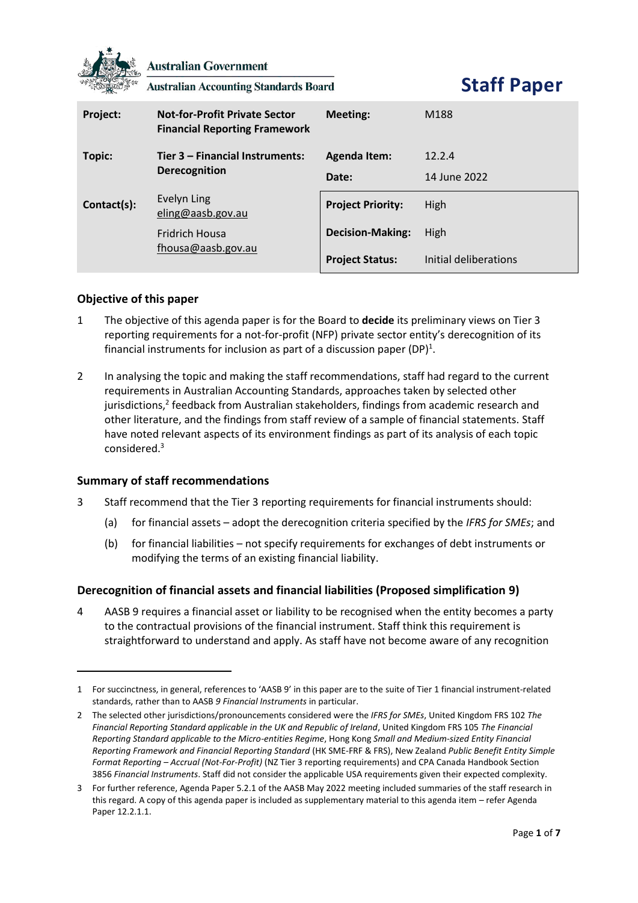**Australian Government**

**Australian Accounting Standards Board**

# Staff Paper

| | | | |
|---|---|---|---|
| **Project:** | **Not-for-Profit Private Sector Financial Reporting Framework** | **Meeting:** | M188 |
| **Topic:** | **Tier 3 – Financial Instruments: Derecognition** | **Agenda Item:** | 12.2.4 |
| | | **Date:** | 14 June 2022 |
| **Contact(s):** | Evelyn Ling eling@aasb.gov.au | **Project Priority:** | High |
| | Fridrich Housa fhousa@aasb.gov.au | **Decision-Making:** | High |
| | | **Project Status:** | Initial deliberations |

## Objective of this paper

1 The objective of this agenda paper is for the Board to **decide** its preliminary views on Tier 3 reporting requirements for a not-for-profit (NFP) private sector entity's derecognition of its financial instruments for inclusion as part of a discussion paper (DP)[1].

2 In analysing the topic and making the staff recommendations, staff had regard to the current requirements in Australian Accounting Standards, approaches taken by selected other jurisdictions,[2] feedback from Australian stakeholders, findings from academic research and other literature, and the findings from staff review of a sample of financial statements. Staff have noted relevant aspects of its environment findings as part of its analysis of each topic considered.[3]

## Summary of staff recommendations

3 Staff recommend that the Tier 3 reporting requirements for financial instruments should:

(a) for financial assets – adopt the derecognition criteria specified by the *IFRS for SMEs*; and

(b) for financial liabilities – not specify requirements for exchanges of debt instruments or modifying the terms of an existing financial liability.

## Derecognition of financial assets and financial liabilities (Proposed simplification 9)

4 AASB 9 requires a financial asset or liability to be recognised when the entity becomes a party to the contractual provisions of the financial instrument. Staff think this requirement is straightforward to understand and apply. As staff have not become aware of any recognition

---

1 For succinctness, in general, references to 'AASB 9' in this paper are to the suite of Tier 1 financial instrument-related standards, rather than to AASB *9 Financial Instruments* in particular.

2 The selected other jurisdictions/pronouncements considered were the *IFRS for SMEs*, United Kingdom FRS 102 *The Financial Reporting Standard applicable in the UK and Republic of Ireland*, United Kingdom FRS 105 *The Financial Reporting Standard applicable to the Micro-entities Regime*, Hong Kong *Small and Medium-sized Entity Financial Reporting Framework and Financial Reporting Standard* (HK SME-FRF & FRS), New Zealand *Public Benefit Entity Simple Format Reporting – Accrual (Not-For-Profit)* (NZ Tier 3 reporting requirements) and CPA Canada Handbook Section 3856 *Financial Instruments*. Staff did not consider the applicable USA requirements given their expected complexity.

3 For further reference, Agenda Paper 5.2.1 of the AASB May 2022 meeting included summaries of the staff research in this regard. A copy of this agenda paper is included as supplementary material to this agenda item – refer Agenda Paper 12.2.1.1.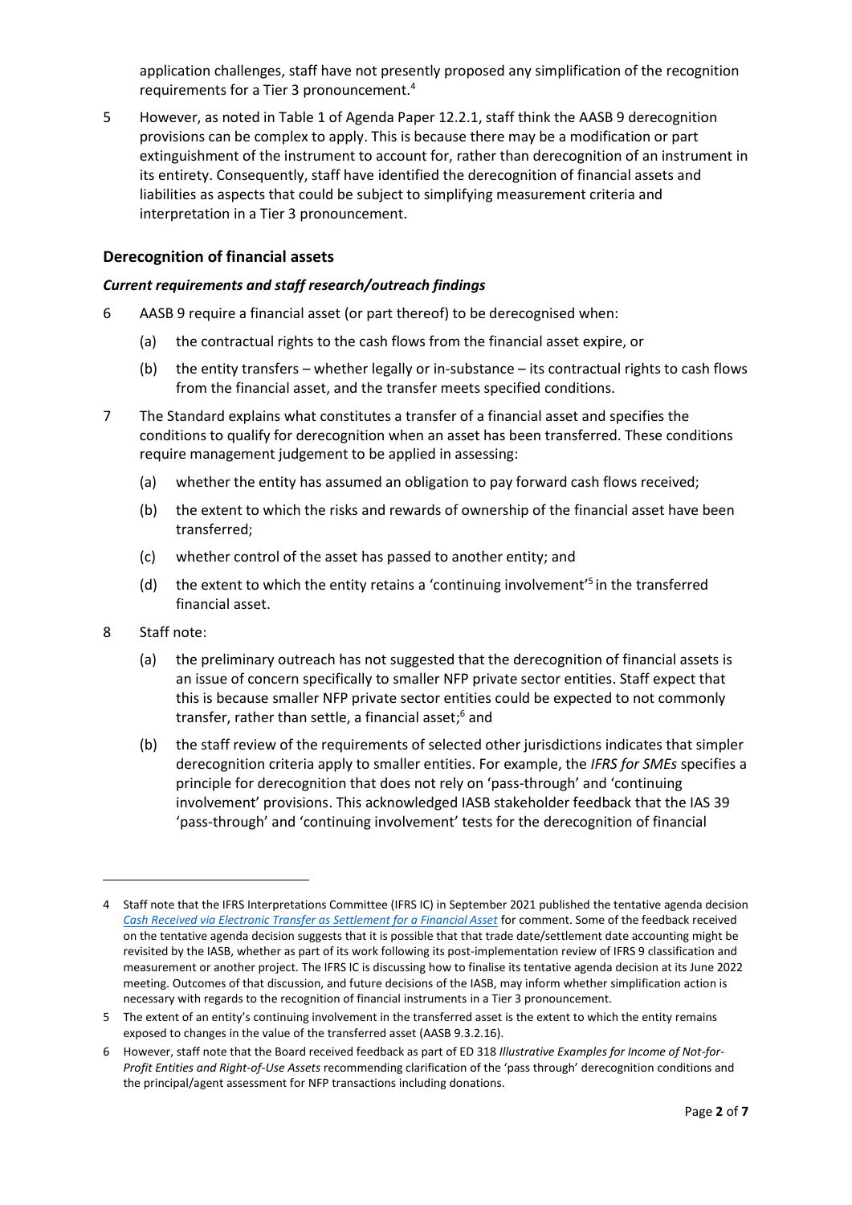application challenges, staff have not presently proposed any simplification of the recognition requirements for a Tier 3 pronouncement.[4]

5 However, as noted in Table 1 of Agenda Paper 12.2.1, staff think the AASB 9 derecognition provisions can be complex to apply. This is because there may be a modification or part extinguishment of the instrument to account for, rather than derecognition of an instrument in its entirety. Consequently, staff have identified the derecognition of financial assets and liabilities as aspects that could be subject to simplifying measurement criteria and interpretation in a Tier 3 pronouncement.

## Derecognition of financial assets

### *Current requirements and staff research/outreach findings*

6 AASB 9 require a financial asset (or part thereof) to be derecognised when:

(a) the contractual rights to the cash flows from the financial asset expire, or

(b) the entity transfers – whether legally or in-substance – its contractual rights to cash flows from the financial asset, and the transfer meets specified conditions.

7 The Standard explains what constitutes a transfer of a financial asset and specifies the conditions to qualify for derecognition when an asset has been transferred. These conditions require management judgement to be applied in assessing:

(a) whether the entity has assumed an obligation to pay forward cash flows received;

(b) the extent to which the risks and rewards of ownership of the financial asset have been transferred;

(c) whether control of the asset has passed to another entity; and

(d) the extent to which the entity retains a 'continuing involvement'[5] in the transferred financial asset.

8 Staff note:

(a) the preliminary outreach has not suggested that the derecognition of financial assets is an issue of concern specifically to smaller NFP private sector entities. Staff expect that this is because smaller NFP private sector entities could be expected to not commonly transfer, rather than settle, a financial asset;[6] and

(b) the staff review of the requirements of selected other jurisdictions indicates that simpler derecognition criteria apply to smaller entities. For example, the *IFRS for SMEs* specifies a principle for derecognition that does not rely on 'pass-through' and 'continuing involvement' provisions. This acknowledged IASB stakeholder feedback that the IAS 39 'pass-through' and 'continuing involvement' tests for the derecognition of financial

---

4 Staff note that the IFRS Interpretations Committee (IFRS IC) in September 2021 published the tentative agenda decision *Cash Received via Electronic Transfer as Settlement for a Financial Asset* for comment. Some of the feedback received on the tentative agenda decision suggests that it is possible that that trade date/settlement date accounting might be revisited by the IASB, whether as part of its work following its post-implementation review of IFRS 9 classification and measurement or another project. The IFRS IC is discussing how to finalise its tentative agenda decision at its June 2022 meeting. Outcomes of that discussion, and future decisions of the IASB, may inform whether simplification action is necessary with regards to the recognition of financial instruments in a Tier 3 pronouncement.

5 The extent of an entity's continuing involvement in the transferred asset is the extent to which the entity remains exposed to changes in the value of the transferred asset (AASB 9.3.2.16).

6 However, staff note that the Board received feedback as part of ED 318 *Illustrative Examples for Income of Not-for-Profit Entities and Right-of-Use Assets* recommending clarification of the 'pass through' derecognition conditions and the principal/agent assessment for NFP transactions including donations.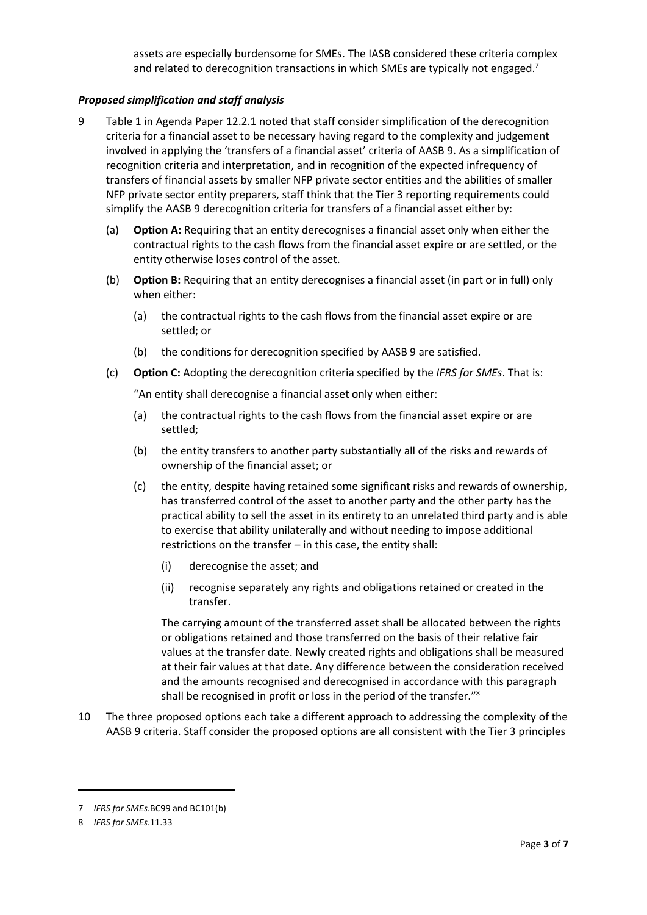assets are especially burdensome for SMEs. The IASB considered these criteria complex and related to derecognition transactions in which SMEs are typically not engaged.[7]

### *Proposed simplification and staff analysis*

9 Table 1 in Agenda Paper 12.2.1 noted that staff consider simplification of the derecognition criteria for a financial asset to be necessary having regard to the complexity and judgement involved in applying the 'transfers of a financial asset' criteria of AASB 9. As a simplification of recognition criteria and interpretation, and in recognition of the expected infrequency of transfers of financial assets by smaller NFP private sector entities and the abilities of smaller NFP private sector entity preparers, staff think that the Tier 3 reporting requirements could simplify the AASB 9 derecognition criteria for transfers of a financial asset either by:

(a) **Option A:** Requiring that an entity derecognises a financial asset only when either the contractual rights to the cash flows from the financial asset expire or are settled, or the entity otherwise loses control of the asset.

(b) **Option B:** Requiring that an entity derecognises a financial asset (in part or in full) only when either:

   (a) the contractual rights to the cash flows from the financial asset expire or are settled; or

   (b) the conditions for derecognition specified by AASB 9 are satisfied.

(c) **Option C:** Adopting the derecognition criteria specified by the *IFRS for SMEs*. That is:

   "An entity shall derecognise a financial asset only when either:

   (a) the contractual rights to the cash flows from the financial asset expire or are settled;

   (b) the entity transfers to another party substantially all of the risks and rewards of ownership of the financial asset; or

   (c) the entity, despite having retained some significant risks and rewards of ownership, has transferred control of the asset to another party and the other party has the practical ability to sell the asset in its entirety to an unrelated third party and is able to exercise that ability unilaterally and without needing to impose additional restrictions on the transfer – in this case, the entity shall:

      (i) derecognise the asset; and

      (ii) recognise separately any rights and obligations retained or created in the transfer.

   The carrying amount of the transferred asset shall be allocated between the rights or obligations retained and those transferred on the basis of their relative fair values at the transfer date. Newly created rights and obligations shall be measured at their fair values at that date. Any difference between the consideration received and the amounts recognised and derecognised in accordance with this paragraph shall be recognised in profit or loss in the period of the transfer."[8]

10 The three proposed options each take a different approach to addressing the complexity of the AASB 9 criteria. Staff consider the proposed options are all consistent with the Tier 3 principles

---

7 *IFRS for SMEs*.BC99 and BC101(b)

8 *IFRS for SMEs*.11.33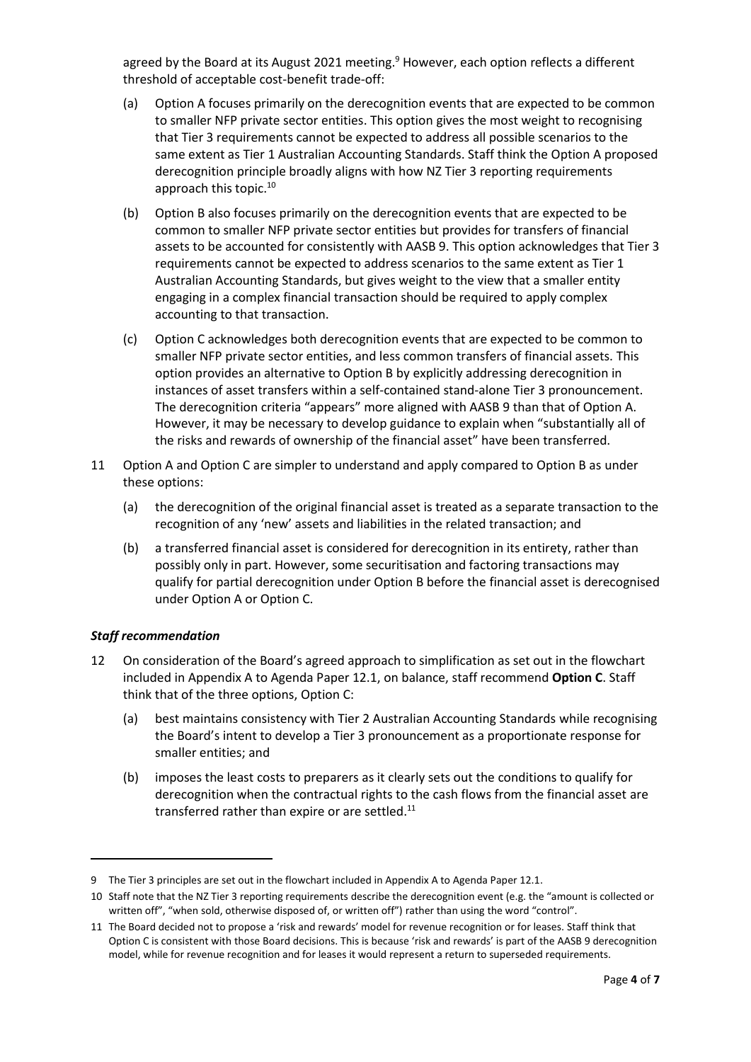agreed by the Board at its August 2021 meeting.[9] However, each option reflects a different threshold of acceptable cost-benefit trade-off:

(a) Option A focuses primarily on the derecognition events that are expected to be common to smaller NFP private sector entities. This option gives the most weight to recognising that Tier 3 requirements cannot be expected to address all possible scenarios to the same extent as Tier 1 Australian Accounting Standards. Staff think the Option A proposed derecognition principle broadly aligns with how NZ Tier 3 reporting requirements approach this topic.[10]

(b) Option B also focuses primarily on the derecognition events that are expected to be common to smaller NFP private sector entities but provides for transfers of financial assets to be accounted for consistently with AASB 9. This option acknowledges that Tier 3 requirements cannot be expected to address scenarios to the same extent as Tier 1 Australian Accounting Standards, but gives weight to the view that a smaller entity engaging in a complex financial transaction should be required to apply complex accounting to that transaction.

(c) Option C acknowledges both derecognition events that are expected to be common to smaller NFP private sector entities, and less common transfers of financial assets. This option provides an alternative to Option B by explicitly addressing derecognition in instances of asset transfers within a self-contained stand-alone Tier 3 pronouncement. The derecognition criteria "appears" more aligned with AASB 9 than that of Option A. However, it may be necessary to develop guidance to explain when "substantially all of the risks and rewards of ownership of the financial asset" have been transferred.

11 Option A and Option C are simpler to understand and apply compared to Option B as under these options:

(a) the derecognition of the original financial asset is treated as a separate transaction to the recognition of any 'new' assets and liabilities in the related transaction; and

(b) a transferred financial asset is considered for derecognition in its entirety, rather than possibly only in part. However, some securitisation and factoring transactions may qualify for partial derecognition under Option B before the financial asset is derecognised under Option A or Option C.

### *Staff recommendation*

12 On consideration of the Board's agreed approach to simplification as set out in the flowchart included in Appendix A to Agenda Paper 12.1, on balance, staff recommend **Option C**. Staff think that of the three options, Option C:

(a) best maintains consistency with Tier 2 Australian Accounting Standards while recognising the Board's intent to develop a Tier 3 pronouncement as a proportionate response for smaller entities; and

(b) imposes the least costs to preparers as it clearly sets out the conditions to qualify for derecognition when the contractual rights to the cash flows from the financial asset are transferred rather than expire or are settled.[11]

---

[9] The Tier 3 principles are set out in the flowchart included in Appendix A to Agenda Paper 12.1.

[10] Staff note that the NZ Tier 3 reporting requirements describe the derecognition event (e.g. the "amount is collected or written off", "when sold, otherwise disposed of, or written off") rather than using the word "control".

[11] The Board decided not to propose a 'risk and rewards' model for revenue recognition or for leases. Staff think that Option C is consistent with those Board decisions. This is because 'risk and rewards' is part of the AASB 9 derecognition model, while for revenue recognition and for leases it would represent a return to superseded requirements.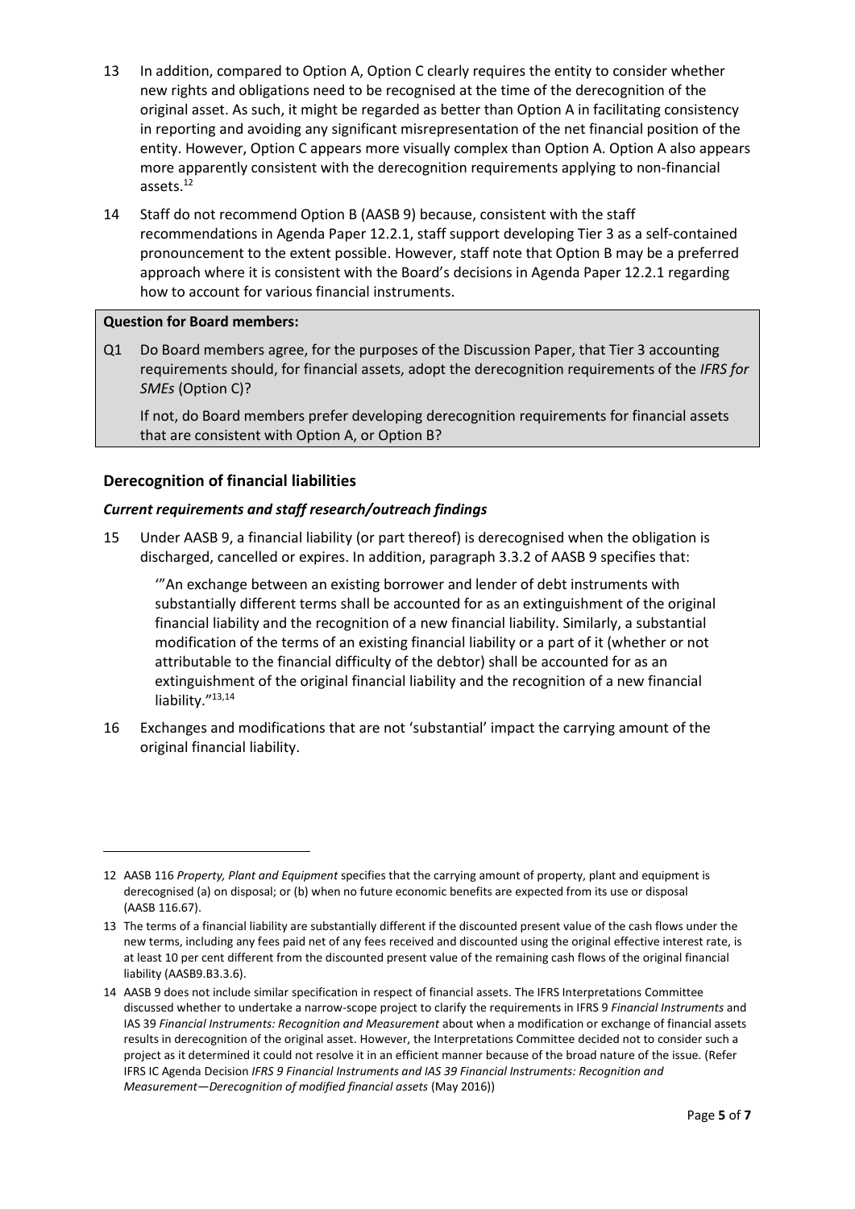13 In addition, compared to Option A, Option C clearly requires the entity to consider whether new rights and obligations need to be recognised at the time of the derecognition of the original asset. As such, it might be regarded as better than Option A in facilitating consistency in reporting and avoiding any significant misrepresentation of the net financial position of the entity. However, Option C appears more visually complex than Option A. Option A also appears more apparently consistent with the derecognition requirements applying to non-financial assets.[12]

14 Staff do not recommend Option B (AASB 9) because, consistent with the staff recommendations in Agenda Paper 12.2.1, staff support developing Tier 3 as a self-contained pronouncement to the extent possible. However, staff note that Option B may be a preferred approach where it is consistent with the Board's decisions in Agenda Paper 12.2.1 regarding how to account for various financial instruments.

**Question for Board members:**

Q1 Do Board members agree, for the purposes of the Discussion Paper, that Tier 3 accounting requirements should, for financial assets, adopt the derecognition requirements of the *IFRS for SMEs* (Option C)?

If not, do Board members prefer developing derecognition requirements for financial assets that are consistent with Option A, or Option B?

## Derecognition of financial liabilities

### *Current requirements and staff research/outreach findings*

15 Under AASB 9, a financial liability (or part thereof) is derecognised when the obligation is discharged, cancelled or expires. In addition, paragraph 3.3.2 of AASB 9 specifies that:

> '"An exchange between an existing borrower and lender of debt instruments with substantially different terms shall be accounted for as an extinguishment of the original financial liability and the recognition of a new financial liability. Similarly, a substantial modification of the terms of an existing financial liability or a part of it (whether or not attributable to the financial difficulty of the debtor) shall be accounted for as an extinguishment of the original financial liability and the recognition of a new financial liability."[13,14]

16 Exchanges and modifications that are not 'substantial' impact the carrying amount of the original financial liability.

---

12 AASB 116 *Property, Plant and Equipment* specifies that the carrying amount of property, plant and equipment is derecognised (a) on disposal; or (b) when no future economic benefits are expected from its use or disposal (AASB 116.67).

13 The terms of a financial liability are substantially different if the discounted present value of the cash flows under the new terms, including any fees paid net of any fees received and discounted using the original effective interest rate, is at least 10 per cent different from the discounted present value of the remaining cash flows of the original financial liability (AASB9.B3.3.6).

14 AASB 9 does not include similar specification in respect of financial assets. The IFRS Interpretations Committee discussed whether to undertake a narrow-scope project to clarify the requirements in IFRS 9 *Financial Instruments* and IAS 39 *Financial Instruments: Recognition and Measurement* about when a modification or exchange of financial assets results in derecognition of the original asset. However, the Interpretations Committee decided not to consider such a project as it determined it could not resolve it in an efficient manner because of the broad nature of the issue. (Refer IFRS IC Agenda Decision *IFRS 9 Financial Instruments and IAS 39 Financial Instruments: Recognition and Measurement—Derecognition of modified financial assets* (May 2016))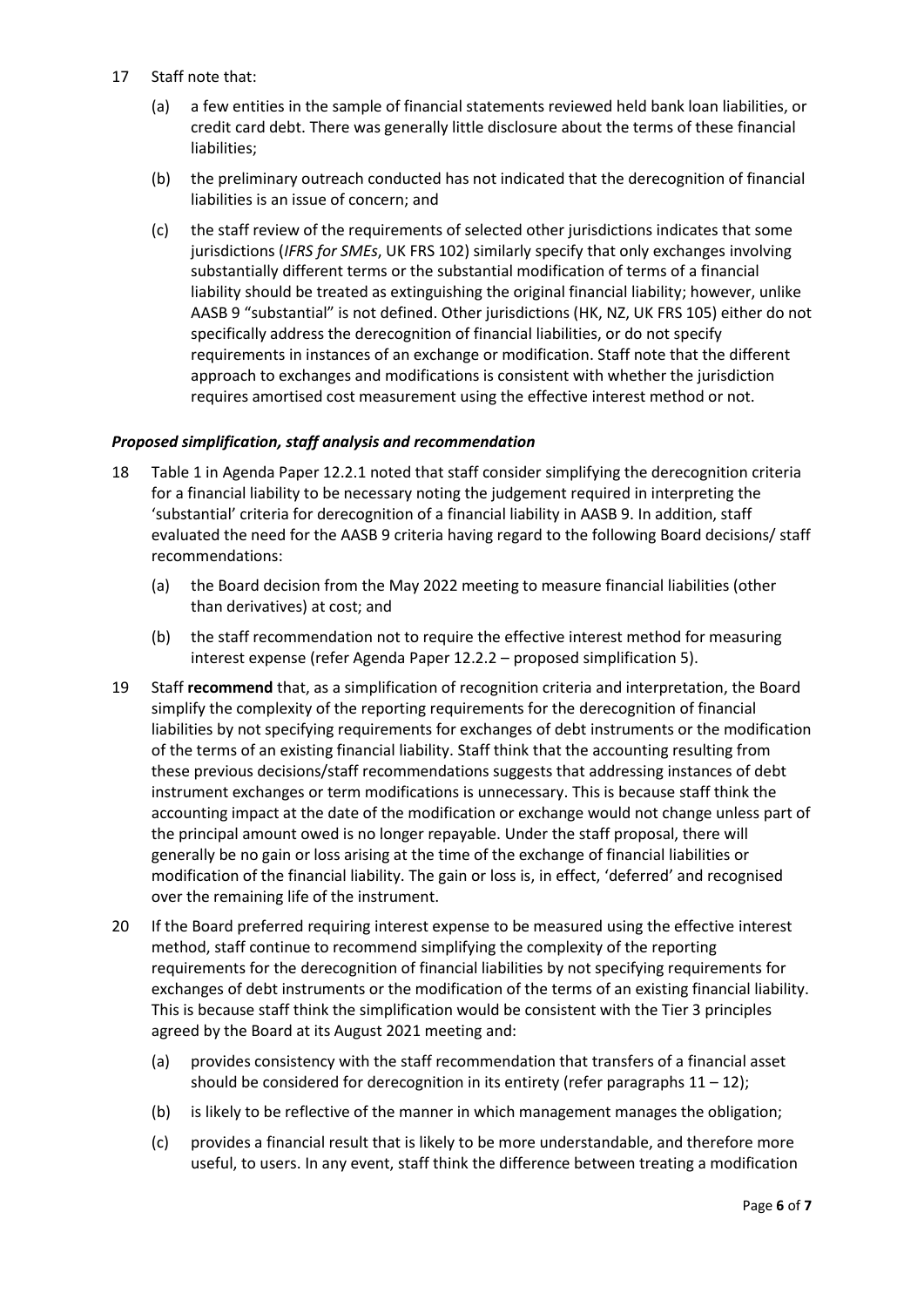17 Staff note that:

(a) a few entities in the sample of financial statements reviewed held bank loan liabilities, or credit card debt. There was generally little disclosure about the terms of these financial liabilities;

(b) the preliminary outreach conducted has not indicated that the derecognition of financial liabilities is an issue of concern; and

(c) the staff review of the requirements of selected other jurisdictions indicates that some jurisdictions (*IFRS for SMEs*, UK FRS 102) similarly specify that only exchanges involving substantially different terms or the substantial modification of terms of a financial liability should be treated as extinguishing the original financial liability; however, unlike AASB 9 "substantial" is not defined. Other jurisdictions (HK, NZ, UK FRS 105) either do not specifically address the derecognition of financial liabilities, or do not specify requirements in instances of an exchange or modification. Staff note that the different approach to exchanges and modifications is consistent with whether the jurisdiction requires amortised cost measurement using the effective interest method or not.

### *Proposed simplification, staff analysis and recommendation*

18 Table 1 in Agenda Paper 12.2.1 noted that staff consider simplifying the derecognition criteria for a financial liability to be necessary noting the judgement required in interpreting the 'substantial' criteria for derecognition of a financial liability in AASB 9. In addition, staff evaluated the need for the AASB 9 criteria having regard to the following Board decisions/ staff recommendations:

(a) the Board decision from the May 2022 meeting to measure financial liabilities (other than derivatives) at cost; and

(b) the staff recommendation not to require the effective interest method for measuring interest expense (refer Agenda Paper 12.2.2 – proposed simplification 5).

19 Staff **recommend** that, as a simplification of recognition criteria and interpretation, the Board simplify the complexity of the reporting requirements for the derecognition of financial liabilities by not specifying requirements for exchanges of debt instruments or the modification of the terms of an existing financial liability. Staff think that the accounting resulting from these previous decisions/staff recommendations suggests that addressing instances of debt instrument exchanges or term modifications is unnecessary. This is because staff think the accounting impact at the date of the modification or exchange would not change unless part of the principal amount owed is no longer repayable. Under the staff proposal, there will generally be no gain or loss arising at the time of the exchange of financial liabilities or modification of the financial liability. The gain or loss is, in effect, 'deferred' and recognised over the remaining life of the instrument.

20 If the Board preferred requiring interest expense to be measured using the effective interest method, staff continue to recommend simplifying the complexity of the reporting requirements for the derecognition of financial liabilities by not specifying requirements for exchanges of debt instruments or the modification of the terms of an existing financial liability. This is because staff think the simplification would be consistent with the Tier 3 principles agreed by the Board at its August 2021 meeting and:

(a) provides consistency with the staff recommendation that transfers of a financial asset should be considered for derecognition in its entirety (refer paragraphs 11 – 12);

(b) is likely to be reflective of the manner in which management manages the obligation;

(c) provides a financial result that is likely to be more understandable, and therefore more useful, to users. In any event, staff think the difference between treating a modification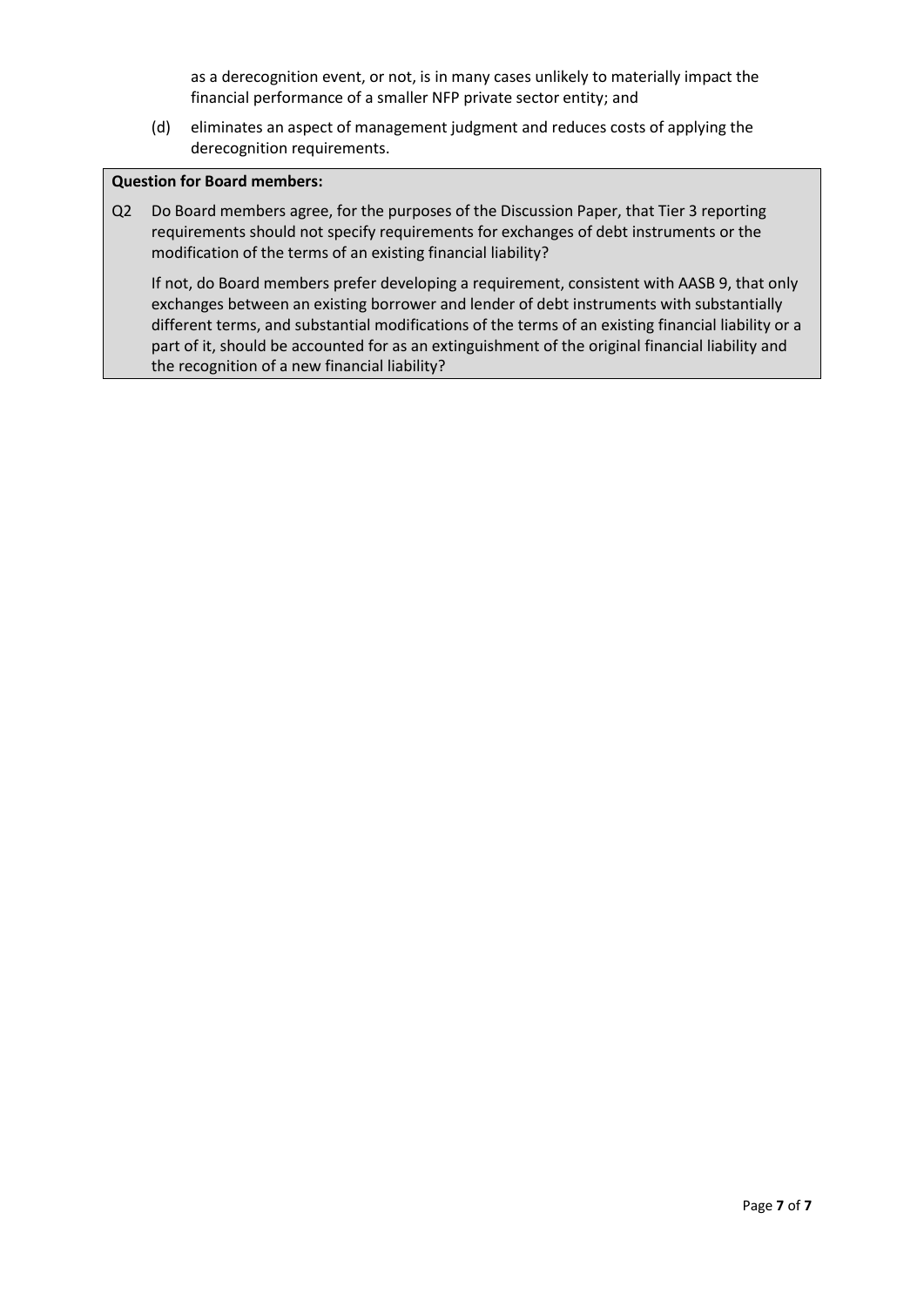as a derecognition event, or not, is in many cases unlikely to materially impact the financial performance of a smaller NFP private sector entity; and

(d) eliminates an aspect of management judgment and reduces costs of applying the derecognition requirements.

**Question for Board members:**

Q2 Do Board members agree, for the purposes of the Discussion Paper, that Tier 3 reporting requirements should not specify requirements for exchanges of debt instruments or the modification of the terms of an existing financial liability?

If not, do Board members prefer developing a requirement, consistent with AASB 9, that only exchanges between an existing borrower and lender of debt instruments with substantially different terms, and substantial modifications of the terms of an existing financial liability or a part of it, should be accounted for as an extinguishment of the original financial liability and the recognition of a new financial liability?